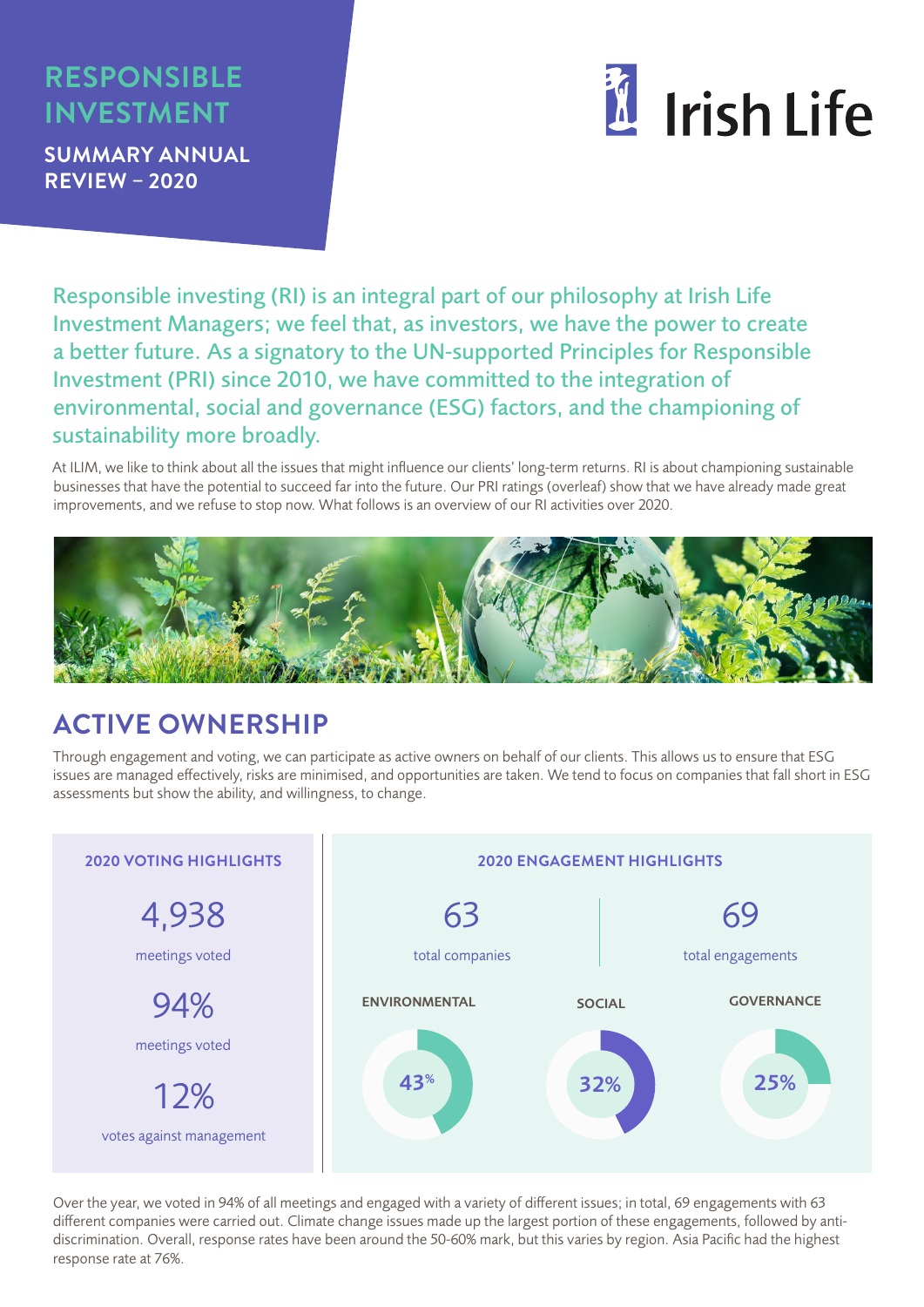# RESPONSIBLE INVESTMENT

## SUMMARY ANNUAL REVIEW – 2020

Irish Life

Responsible investing (RI) is an integral part of our philosophy at Irish Life Investment Managers; we feel that, as investors, we have the power to create a better future. As a signatory to the UN-supported Principles for Responsible Investment (PRI) since 2010, we have committed to the integration of environmental, social and governance (ESG) factors, and the championing of sustainability more broadly.

At ILIM, we like to think about all the issues that might influence our clients' long-term returns. RI is about championing sustainable businesses that have the potential to succeed far into the future. Our PRI ratings (overleaf) show that we have already made great improvements, and we refuse to stop now. What follows is an overview of our RI activities over 2020.

## ACTIVE OWNERSHIP

Through engagement and voting, we can participate as active owners on behalf of our clients. This allows us to ensure that ESG issues are managed effectively, risks are minimised, and opportunities are taken. We tend to focus on companies that fall short in ESG assessments but show the ability, and willingness, to change.

### 2020 VOTING HIGHLIGHTS

- **4,938** meetings voted
- **94%** meetings voted
- **12%** votes against management

### 2020 ENGAGEMENT HIGHLIGHTS

- **63** total companies
- **69** total engagements

| ENVIRONMENTAL | SOCIAL | GOVERNANCE |
|---|---|---|
| 43% | 32% | 25% |

Over the year, we voted in 94% of all meetings and engaged with a variety of different issues; in total, 69 engagements with 63 different companies were carried out. Climate change issues made up the largest portion of these engagements, followed by anti-discrimination. Overall, response rates have been around the 50-60% mark, but this varies by region. Asia Pacific had the highest response rate at 76%.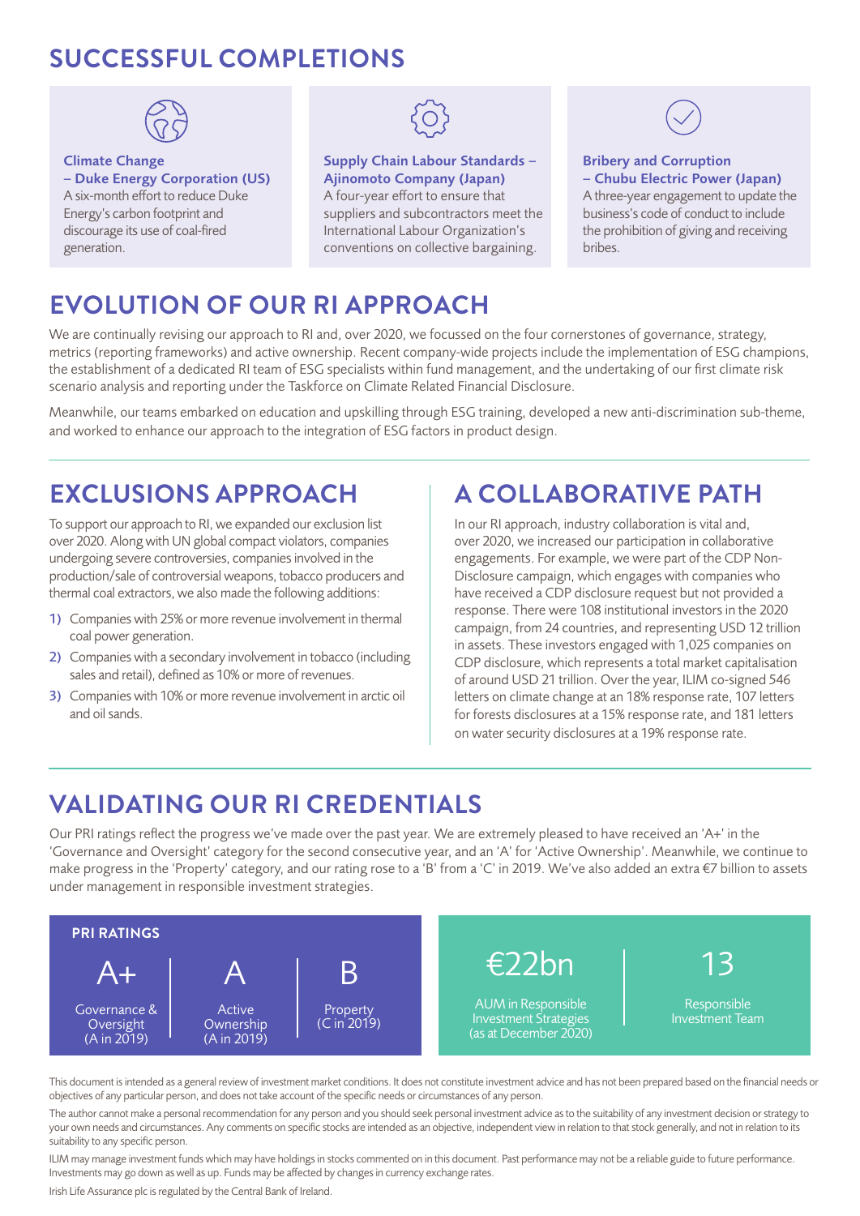# SUCCESSFUL COMPLETIONS

**Climate Change – Duke Energy Corporation (US)**
A six-month effort to reduce Duke Energy's carbon footprint and discourage its use of coal-fired generation.

**Supply Chain Labour Standards – Ajinomoto Company (Japan)**
A four-year effort to ensure that suppliers and subcontractors meet the International Labour Organization's conventions on collective bargaining.

**Bribery and Corruption – Chubu Electric Power (Japan)**
A three-year engagement to update the business's code of conduct to include the prohibition of giving and receiving bribes.

# EVOLUTION OF OUR RI APPROACH

We are continually revising our approach to RI and, over 2020, we focussed on the four cornerstones of governance, strategy, metrics (reporting frameworks) and active ownership. Recent company-wide projects include the implementation of ESG champions, the establishment of a dedicated RI team of ESG specialists within fund management, and the undertaking of our first climate risk scenario analysis and reporting under the Taskforce on Climate Related Financial Disclosure.

Meanwhile, our teams embarked on education and upskilling through ESG training, developed a new anti-discrimination sub-theme, and worked to enhance our approach to the integration of ESG factors in product design.

# EXCLUSIONS APPROACH

To support our approach to RI, we expanded our exclusion list over 2020. Along with UN global compact violators, companies undergoing severe controversies, companies involved in the production/sale of controversial weapons, tobacco producers and thermal coal extractors, we also made the following additions:

1) Companies with 25% or more revenue involvement in thermal coal power generation.
2) Companies with a secondary involvement in tobacco (including sales and retail), defined as 10% or more of revenues.
3) Companies with 10% or more revenue involvement in arctic oil and oil sands.

# A COLLABORATIVE PATH

In our RI approach, industry collaboration is vital and, over 2020, we increased our participation in collaborative engagements. For example, we were part of the CDP Non-Disclosure campaign, which engages with companies who have received a CDP disclosure request but not provided a response. There were 108 institutional investors in the 2020 campaign, from 24 countries, and representing USD 12 trillion in assets. These investors engaged with 1,025 companies on CDP disclosure, which represents a total market capitalisation of around USD 21 trillion. Over the year, ILIM co-signed 546 letters on climate change at an 18% response rate, 107 letters for forests disclosures at a 15% response rate, and 181 letters on water security disclosures at a 19% response rate.

# VALIDATING OUR RI CREDENTIALS

Our PRI ratings reflect the progress we've made over the past year. We are extremely pleased to have received an 'A+' in the 'Governance and Oversight' category for the second consecutive year, and an 'A' for 'Active Ownership'. Meanwhile, we continue to make progress in the 'Property' category, and our rating rose to a 'B' from a 'C' in 2019. We've also added an extra €7 billion to assets under management in responsible investment strategies.

**PRI RATINGS**

| A+ | A | B |
|---|---|---|
| Governance & Oversight (A in 2019) | Active Ownership (A in 2019) | Property (C in 2019) |

**€22bn**
AUM in Responsible Investment Strategies (as at December 2020)

**13**
Responsible Investment Team

This document is intended as a general review of investment market conditions. It does not constitute investment advice and has not been prepared based on the financial needs or objectives of any particular person, and does not take account of the specific needs or circumstances of any person.

The author cannot make a personal recommendation for any person and you should seek personal investment advice as to the suitability of any investment decision or strategy to your own needs and circumstances. Any comments on specific stocks are intended as an objective, independent view in relation to that stock generally, and not in relation to its suitability to any specific person.

ILIM may manage investment funds which may have holdings in stocks commented on in this document. Past performance may not be a reliable guide to future performance. Investments may go down as well as up. Funds may be affected by changes in currency exchange rates.

Irish Life Assurance plc is regulated by the Central Bank of Ireland.